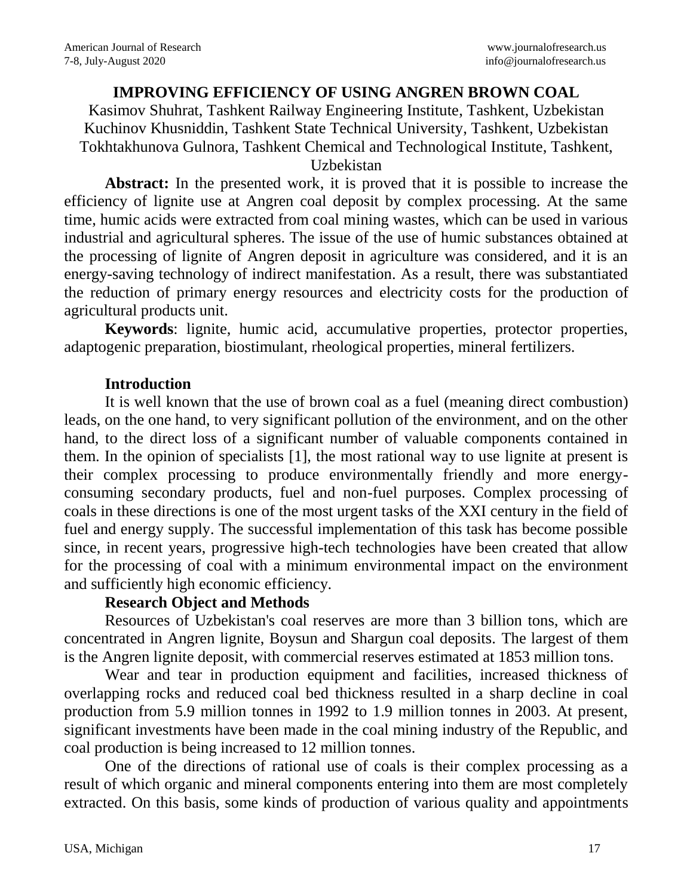# IMPROVING EFFICIENCY OF USING ANGREN BROWN COAL

Kasimov Shuhrat, Tashkent Railway Engineering Institute, Tashkent, Uzbekistan
Kuchinov Khusniddin, Tashkent State Technical University, Tashkent, Uzbekistan
Tokhtakhunova Gulnora, Tashkent Chemical and Technological Institute, Tashkent, Uzbekistan

**Abstract:** In the presented work, it is proved that it is possible to increase the efficiency of lignite use at Angren coal deposit by complex processing. At the same time, humic acids were extracted from coal mining wastes, which can be used in various industrial and agricultural spheres. The issue of the use of humic substances obtained at the processing of lignite of Angren deposit in agriculture was considered, and it is an energy-saving technology of indirect manifestation. As a result, there was substantiated the reduction of primary energy resources and electricity costs for the production of agricultural products unit.

**Keywords**: lignite, humic acid, accumulative properties, protector properties, adaptogenic preparation, biostimulant, rheological properties, mineral fertilizers.

## Introduction

It is well known that the use of brown coal as a fuel (meaning direct combustion) leads, on the one hand, to very significant pollution of the environment, and on the other hand, to the direct loss of a significant number of valuable components contained in them. In the opinion of specialists [1], the most rational way to use lignite at present is their complex processing to produce environmentally friendly and more energy-consuming secondary products, fuel and non-fuel purposes. Complex processing of coals in these directions is one of the most urgent tasks of the XXI century in the field of fuel and energy supply. The successful implementation of this task has become possible since, in recent years, progressive high-tech technologies have been created that allow for the processing of coal with a minimum environmental impact on the environment and sufficiently high economic efficiency.

## Research Object and Methods

Resources of Uzbekistan's coal reserves are more than 3 billion tons, which are concentrated in Angren lignite, Boysun and Shargun coal deposits. The largest of them is the Angren lignite deposit, with commercial reserves estimated at 1853 million tons.

Wear and tear in production equipment and facilities, increased thickness of overlapping rocks and reduced coal bed thickness resulted in a sharp decline in coal production from 5.9 million tonnes in 1992 to 1.9 million tonnes in 2003. At present, significant investments have been made in the coal mining industry of the Republic, and coal production is being increased to 12 million tonnes.

One of the directions of rational use of coals is their complex processing as a result of which organic and mineral components entering into them are most completely extracted. On this basis, some kinds of production of various quality and appointments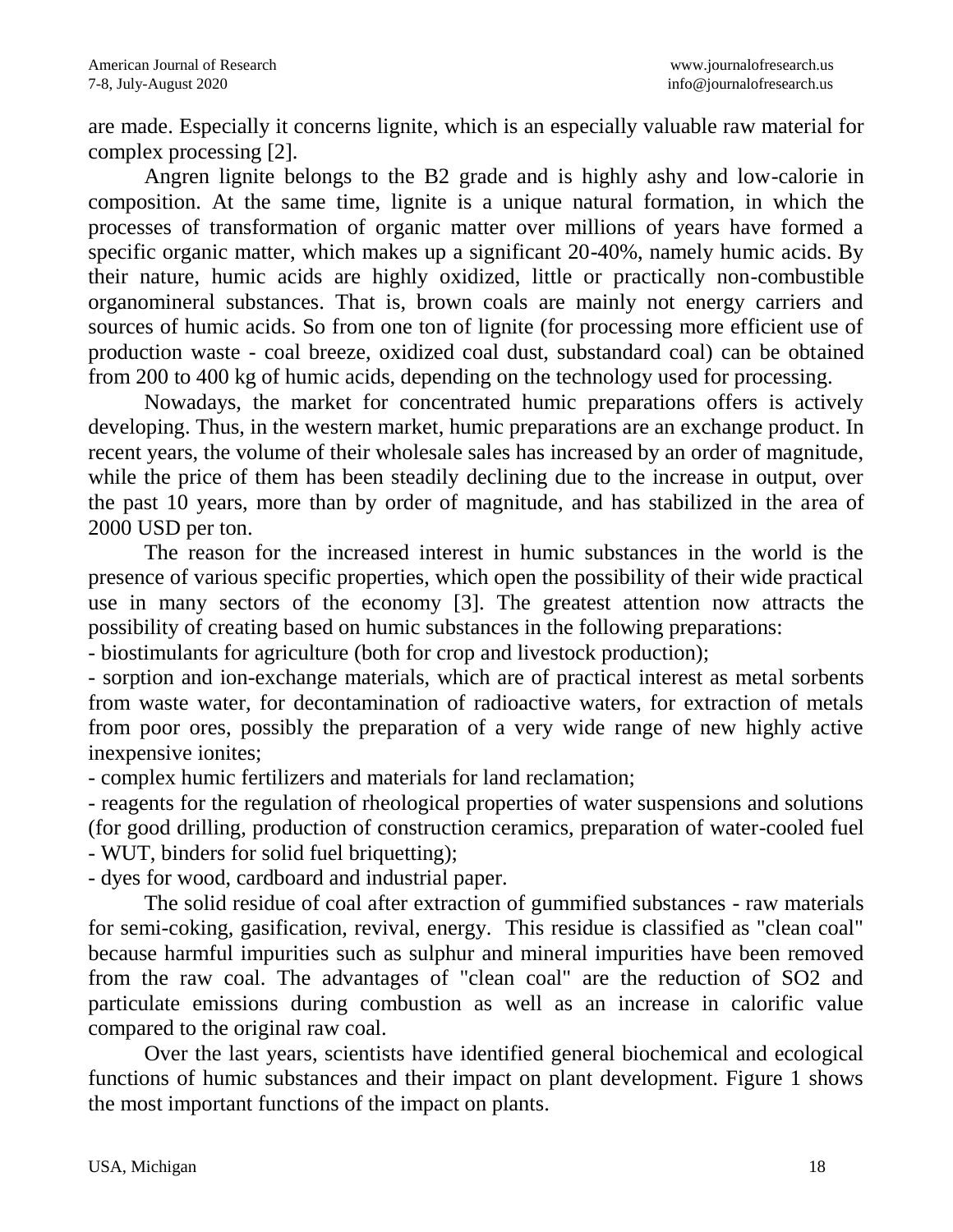are made. Especially it concerns lignite, which is an especially valuable raw material for complex processing [2].

Angren lignite belongs to the B2 grade and is highly ashy and low-calorie in composition. At the same time, lignite is a unique natural formation, in which the processes of transformation of organic matter over millions of years have formed a specific organic matter, which makes up a significant 20-40%, namely humic acids. By their nature, humic acids are highly oxidized, little or practically non-combustible organomineral substances. That is, brown coals are mainly not energy carriers and sources of humic acids. So from one ton of lignite (for processing more efficient use of production waste - coal breeze, oxidized coal dust, substandard coal) can be obtained from 200 to 400 kg of humic acids, depending on the technology used for processing.

Nowadays, the market for concentrated humic preparations offers is actively developing. Thus, in the western market, humic preparations are an exchange product. In recent years, the volume of their wholesale sales has increased by an order of magnitude, while the price of them has been steadily declining due to the increase in output, over the past 10 years, more than by order of magnitude, and has stabilized in the area of 2000 USD per ton.

The reason for the increased interest in humic substances in the world is the presence of various specific properties, which open the possibility of their wide practical use in many sectors of the economy [3]. The greatest attention now attracts the possibility of creating based on humic substances in the following preparations:

- biostimulants for agriculture (both for crop and livestock production);
- sorption and ion-exchange materials, which are of practical interest as metal sorbents from waste water, for decontamination of radioactive waters, for extraction of metals from poor ores, possibly the preparation of a very wide range of new highly active inexpensive ionites;
- complex humic fertilizers and materials for land reclamation;
- reagents for the regulation of rheological properties of water suspensions and solutions (for good drilling, production of construction ceramics, preparation of water-cooled fuel - WUT, binders for solid fuel briquetting);
- dyes for wood, cardboard and industrial paper.

The solid residue of coal after extraction of gummified substances - raw materials for semi-coking, gasification, revival, energy. This residue is classified as "clean coal" because harmful impurities such as sulphur and mineral impurities have been removed from the raw coal. The advantages of "clean coal" are the reduction of $SO_2$ and particulate emissions during combustion as well as an increase in calorific value compared to the original raw coal.

Over the last years, scientists have identified general biochemical and ecological functions of humic substances and their impact on plant development. Figure 1 shows the most important functions of the impact on plants.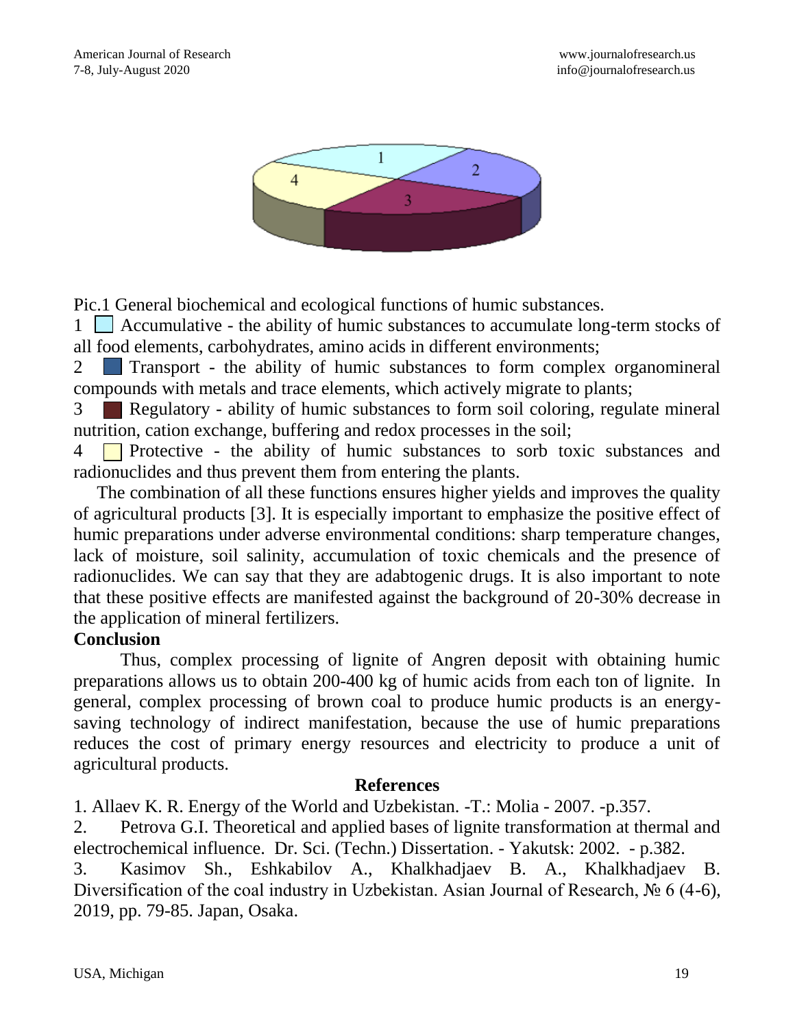1

2

3

4

Pic.1 General biochemical and ecological functions of humic substances.

1 Accumulative - the ability of humic substances to accumulate long-term stocks of all food elements, carbohydrates, amino acids in different environments;

2 Transport - the ability of humic substances to form complex organomineral compounds with metals and trace elements, which actively migrate to plants;

3 Regulatory - ability of humic substances to form soil coloring, regulate mineral nutrition, cation exchange, buffering and redox processes in the soil;

4 Protective - the ability of humic substances to sorb toxic substances and radionuclides and thus prevent them from entering the plants.

The combination of all these functions ensures higher yields and improves the quality of agricultural products [3]. It is especially important to emphasize the positive effect of humic preparations under adverse environmental conditions: sharp temperature changes, lack of moisture, soil salinity, accumulation of toxic chemicals and the presence of radionuclides. We can say that they are adabtogenic drugs. It is also important to note that these positive effects are manifested against the background of 20-30% decrease in the application of mineral fertilizers.

**Conclusion**

Thus, complex processing of lignite of Angren deposit with obtaining humic preparations allows us to obtain 200-400 kg of humic acids from each ton of lignite. In general, complex processing of brown coal to produce humic products is an energy-saving technology of indirect manifestation, because the use of humic preparations reduces the cost of primary energy resources and electricity to produce a unit of agricultural products.

## References

1. Allaev K. R. Energy of the World and Uzbekistan. -T.: Molia - 2007. -p.357.
2. Petrova G.I. Theoretical and applied bases of lignite transformation at thermal and electrochemical influence. Dr. Sci. (Techn.) Dissertation. - Yakutsk: 2002. - p.382.
3. Kasimov Sh., Eshkabilov A., Khalkhadjaev B. A., Khalkhadjaev B. Diversification of the coal industry in Uzbekistan. Asian Journal of Research, № 6 (4-6), 2019, pp. 79-85. Japan, Osaka.